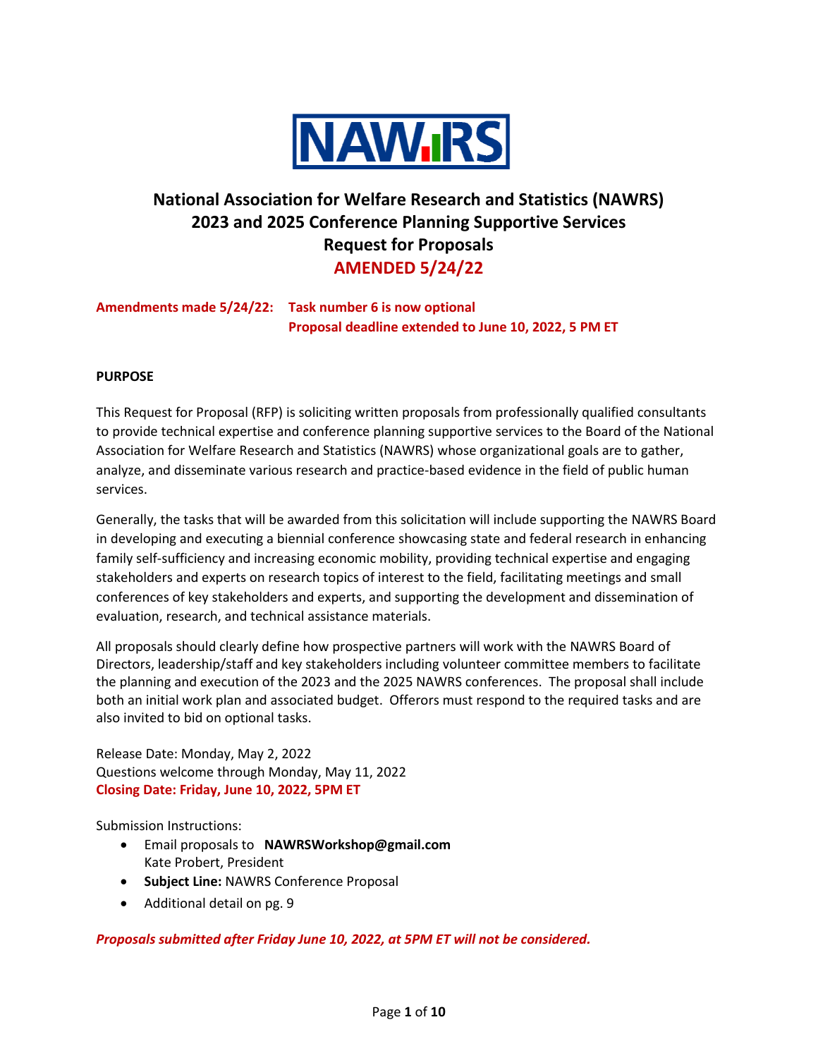NAWRS

# National Association for Welfare Research and Statistics (NAWRS) 2023 and 2025 Conference Planning Supportive Services Request for Proposals

## AMENDED 5/24/22

**Amendments made 5/24/22: Task number 6 is now optional**
**Proposal deadline extended to June 10, 2022, 5 PM ET**

**PURPOSE**

This Request for Proposal (RFP) is soliciting written proposals from professionally qualified consultants to provide technical expertise and conference planning supportive services to the Board of the National Association for Welfare Research and Statistics (NAWRS) whose organizational goals are to gather, analyze, and disseminate various research and practice-based evidence in the field of public human services.

Generally, the tasks that will be awarded from this solicitation will include supporting the NAWRS Board in developing and executing a biennial conference showcasing state and federal research in enhancing family self-sufficiency and increasing economic mobility, providing technical expertise and engaging stakeholders and experts on research topics of interest to the field, facilitating meetings and small conferences of key stakeholders and experts, and supporting the development and dissemination of evaluation, research, and technical assistance materials.

All proposals should clearly define how prospective partners will work with the NAWRS Board of Directors, leadership/staff and key stakeholders including volunteer committee members to facilitate the planning and execution of the 2023 and the 2025 NAWRS conferences. The proposal shall include both an initial work plan and associated budget. Offerors must respond to the required tasks and are also invited to bid on optional tasks.

Release Date: Monday, May 2, 2022
Questions welcome through Monday, May 11, 2022
**Closing Date: Friday, June 10, 2022, 5PM ET**

Submission Instructions:

- Email proposals to **NAWRSWorkshop@gmail.com**
  Kate Probert, President
- **Subject Line:** NAWRS Conference Proposal
- Additional detail on pg. 9

***Proposals submitted after Friday June 10, 2022, at 5PM ET will not be considered.***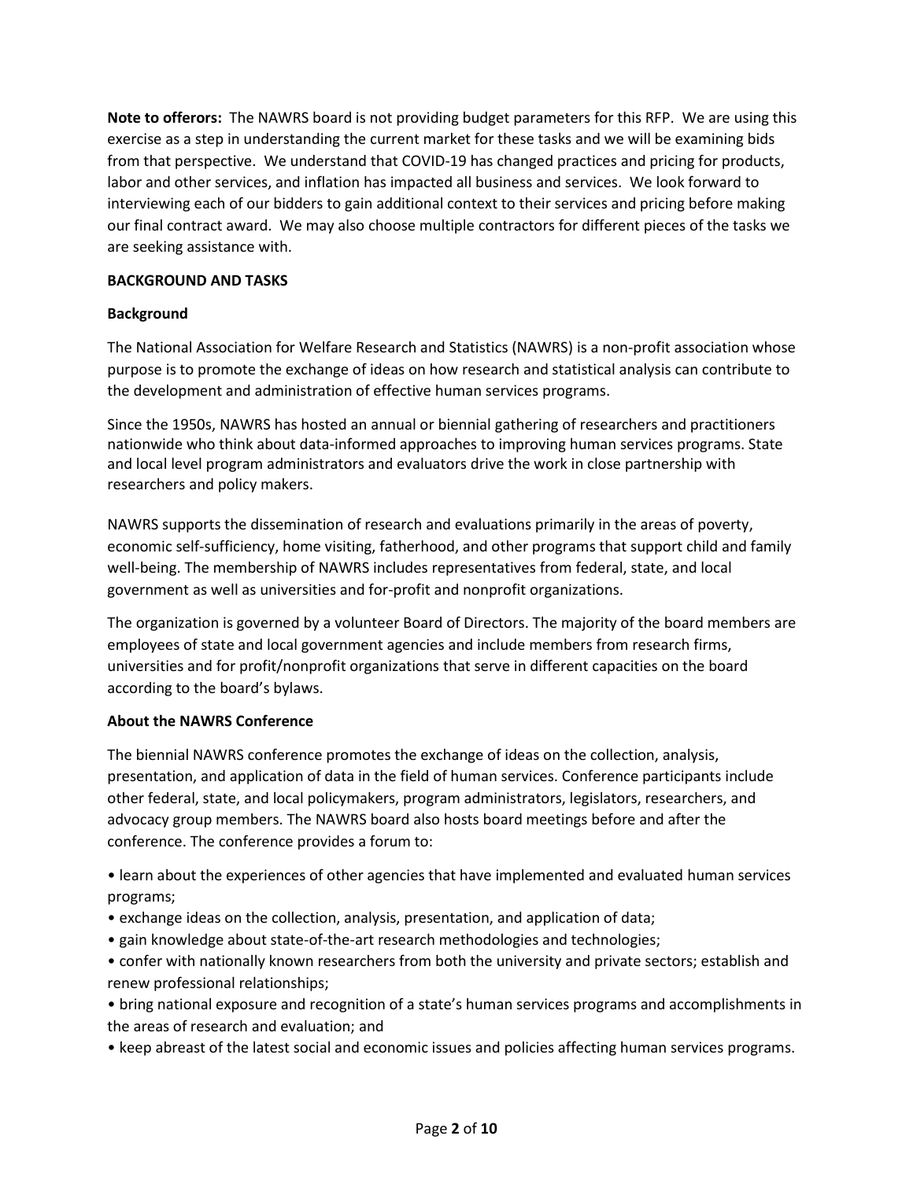**Note to offerors:** The NAWRS board is not providing budget parameters for this RFP. We are using this exercise as a step in understanding the current market for these tasks and we will be examining bids from that perspective. We understand that COVID-19 has changed practices and pricing for products, labor and other services, and inflation has impacted all business and services. We look forward to interviewing each of our bidders to gain additional context to their services and pricing before making our final contract award. We may also choose multiple contractors for different pieces of the tasks we are seeking assistance with.

## BACKGROUND AND TASKS

### Background

The National Association for Welfare Research and Statistics (NAWRS) is a non-profit association whose purpose is to promote the exchange of ideas on how research and statistical analysis can contribute to the development and administration of effective human services programs.

Since the 1950s, NAWRS has hosted an annual or biennial gathering of researchers and practitioners nationwide who think about data-informed approaches to improving human services programs. State and local level program administrators and evaluators drive the work in close partnership with researchers and policy makers.

NAWRS supports the dissemination of research and evaluations primarily in the areas of poverty, economic self-sufficiency, home visiting, fatherhood, and other programs that support child and family well-being. The membership of NAWRS includes representatives from federal, state, and local government as well as universities and for-profit and nonprofit organizations.

The organization is governed by a volunteer Board of Directors. The majority of the board members are employees of state and local government agencies and include members from research firms, universities and for profit/nonprofit organizations that serve in different capacities on the board according to the board's bylaws.

### About the NAWRS Conference

The biennial NAWRS conference promotes the exchange of ideas on the collection, analysis, presentation, and application of data in the field of human services. Conference participants include other federal, state, and local policymakers, program administrators, legislators, researchers, and advocacy group members. The NAWRS board also hosts board meetings before and after the conference. The conference provides a forum to:

- learn about the experiences of other agencies that have implemented and evaluated human services programs;
- exchange ideas on the collection, analysis, presentation, and application of data;
- gain knowledge about state-of-the-art research methodologies and technologies;
- confer with nationally known researchers from both the university and private sectors; establish and renew professional relationships;
- bring national exposure and recognition of a state's human services programs and accomplishments in the areas of research and evaluation; and
- keep abreast of the latest social and economic issues and policies affecting human services programs.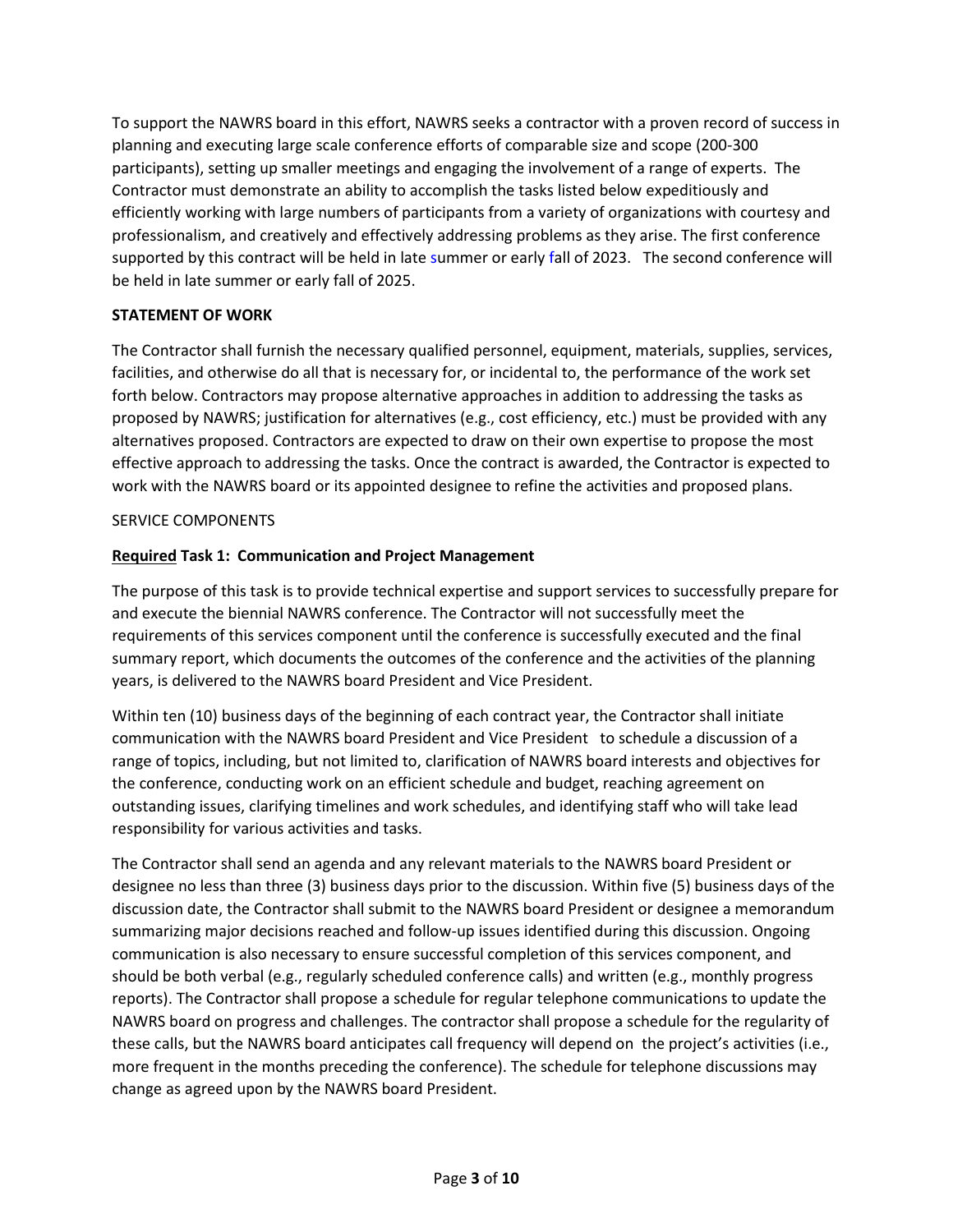To support the NAWRS board in this effort, NAWRS seeks a contractor with a proven record of success in planning and executing large scale conference efforts of comparable size and scope (200-300 participants), setting up smaller meetings and engaging the involvement of a range of experts. The Contractor must demonstrate an ability to accomplish the tasks listed below expeditiously and efficiently working with large numbers of participants from a variety of organizations with courtesy and professionalism, and creatively and effectively addressing problems as they arise. The first conference supported by this contract will be held in late summer or early fall of 2023. The second conference will be held in late summer or early fall of 2025.

**STATEMENT OF WORK**

The Contractor shall furnish the necessary qualified personnel, equipment, materials, supplies, services, facilities, and otherwise do all that is necessary for, or incidental to, the performance of the work set forth below. Contractors may propose alternative approaches in addition to addressing the tasks as proposed by NAWRS; justification for alternatives (e.g., cost efficiency, etc.) must be provided with any alternatives proposed. Contractors are expected to draw on their own expertise to propose the most effective approach to addressing the tasks. Once the contract is awarded, the Contractor is expected to work with the NAWRS board or its appointed designee to refine the activities and proposed plans.

SERVICE COMPONENTS

**Required Task 1: Communication and Project Management**

The purpose of this task is to provide technical expertise and support services to successfully prepare for and execute the biennial NAWRS conference. The Contractor will not successfully meet the requirements of this services component until the conference is successfully executed and the final summary report, which documents the outcomes of the conference and the activities of the planning years, is delivered to the NAWRS board President and Vice President.

Within ten (10) business days of the beginning of each contract year, the Contractor shall initiate communication with the NAWRS board President and Vice President to schedule a discussion of a range of topics, including, but not limited to, clarification of NAWRS board interests and objectives for the conference, conducting work on an efficient schedule and budget, reaching agreement on outstanding issues, clarifying timelines and work schedules, and identifying staff who will take lead responsibility for various activities and tasks.

The Contractor shall send an agenda and any relevant materials to the NAWRS board President or designee no less than three (3) business days prior to the discussion. Within five (5) business days of the discussion date, the Contractor shall submit to the NAWRS board President or designee a memorandum summarizing major decisions reached and follow-up issues identified during this discussion. Ongoing communication is also necessary to ensure successful completion of this services component, and should be both verbal (e.g., regularly scheduled conference calls) and written (e.g., monthly progress reports). The Contractor shall propose a schedule for regular telephone communications to update the NAWRS board on progress and challenges. The contractor shall propose a schedule for the regularity of these calls, but the NAWRS board anticipates call frequency will depend on the project's activities (i.e., more frequent in the months preceding the conference). The schedule for telephone discussions may change as agreed upon by the NAWRS board President.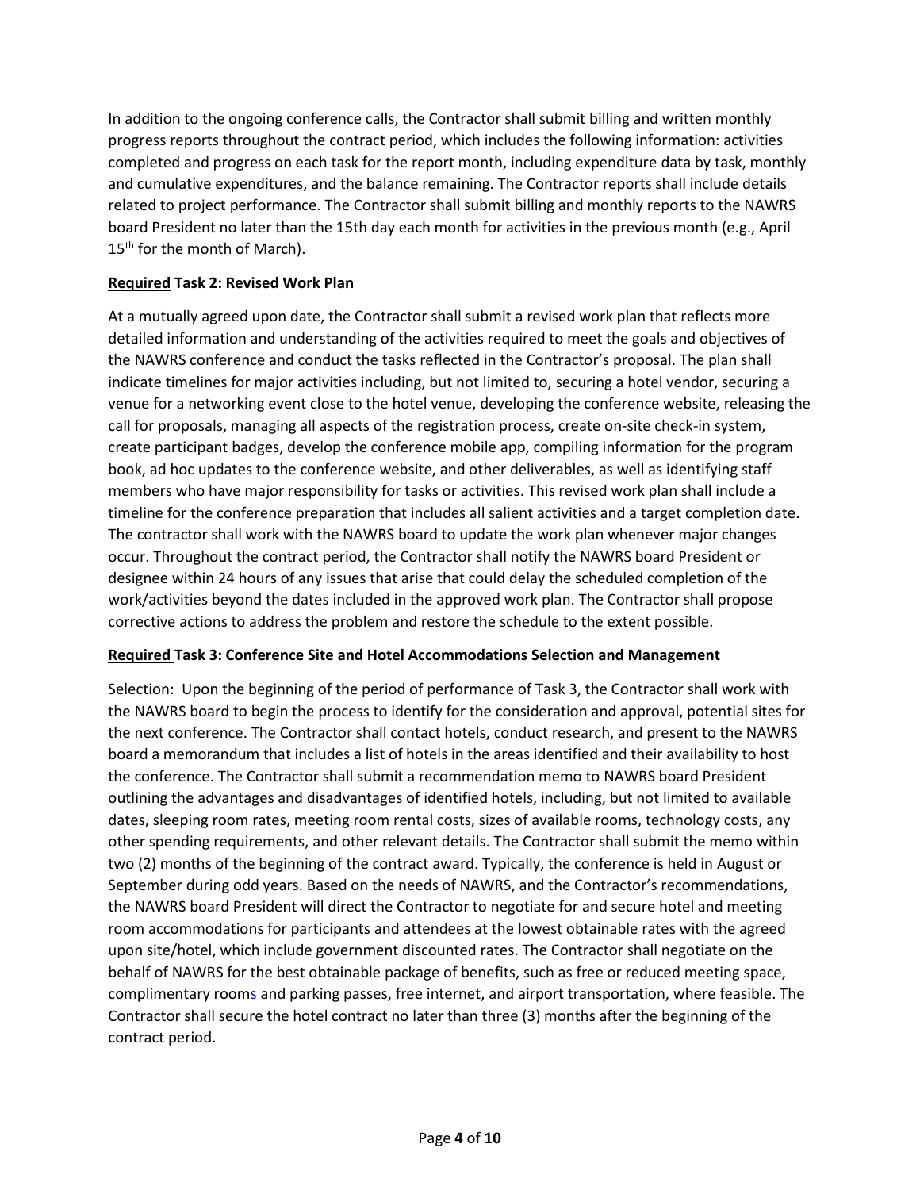In addition to the ongoing conference calls, the Contractor shall submit billing and written monthly progress reports throughout the contract period, which includes the following information: activities completed and progress on each task for the report month, including expenditure data by task, monthly and cumulative expenditures, and the balance remaining. The Contractor reports shall include details related to project performance. The Contractor shall submit billing and monthly reports to the NAWRS board President no later than the 15th day each month for activities in the previous month (e.g., April 15th for the month of March).

**<u>Required</u> Task 2: Revised Work Plan**

At a mutually agreed upon date, the Contractor shall submit a revised work plan that reflects more detailed information and understanding of the activities required to meet the goals and objectives of the NAWRS conference and conduct the tasks reflected in the Contractor's proposal. The plan shall indicate timelines for major activities including, but not limited to, securing a hotel vendor, securing a venue for a networking event close to the hotel venue, developing the conference website, releasing the call for proposals, managing all aspects of the registration process, create on-site check-in system, create participant badges, develop the conference mobile app, compiling information for the program book, ad hoc updates to the conference website, and other deliverables, as well as identifying staff members who have major responsibility for tasks or activities. This revised work plan shall include a timeline for the conference preparation that includes all salient activities and a target completion date. The contractor shall work with the NAWRS board to update the work plan whenever major changes occur. Throughout the contract period, the Contractor shall notify the NAWRS board President or designee within 24 hours of any issues that arise that could delay the scheduled completion of the work/activities beyond the dates included in the approved work plan. The Contractor shall propose corrective actions to address the problem and restore the schedule to the extent possible.

**<u>Required</u> Task 3: Conference Site and Hotel Accommodations Selection and Management**

Selection: Upon the beginning of the period of performance of Task 3, the Contractor shall work with the NAWRS board to begin the process to identify for the consideration and approval, potential sites for the next conference. The Contractor shall contact hotels, conduct research, and present to the NAWRS board a memorandum that includes a list of hotels in the areas identified and their availability to host the conference. The Contractor shall submit a recommendation memo to NAWRS board President outlining the advantages and disadvantages of identified hotels, including, but not limited to available dates, sleeping room rates, meeting room rental costs, sizes of available rooms, technology costs, any other spending requirements, and other relevant details. The Contractor shall submit the memo within two (2) months of the beginning of the contract award. Typically, the conference is held in August or September during odd years. Based on the needs of NAWRS, and the Contractor's recommendations, the NAWRS board President will direct the Contractor to negotiate for and secure hotel and meeting room accommodations for participants and attendees at the lowest obtainable rates with the agreed upon site/hotel, which include government discounted rates. The Contractor shall negotiate on the behalf of NAWRS for the best obtainable package of benefits, such as free or reduced meeting space, complimentary rooms and parking passes, free internet, and airport transportation, where feasible. The Contractor shall secure the hotel contract no later than three (3) months after the beginning of the contract period.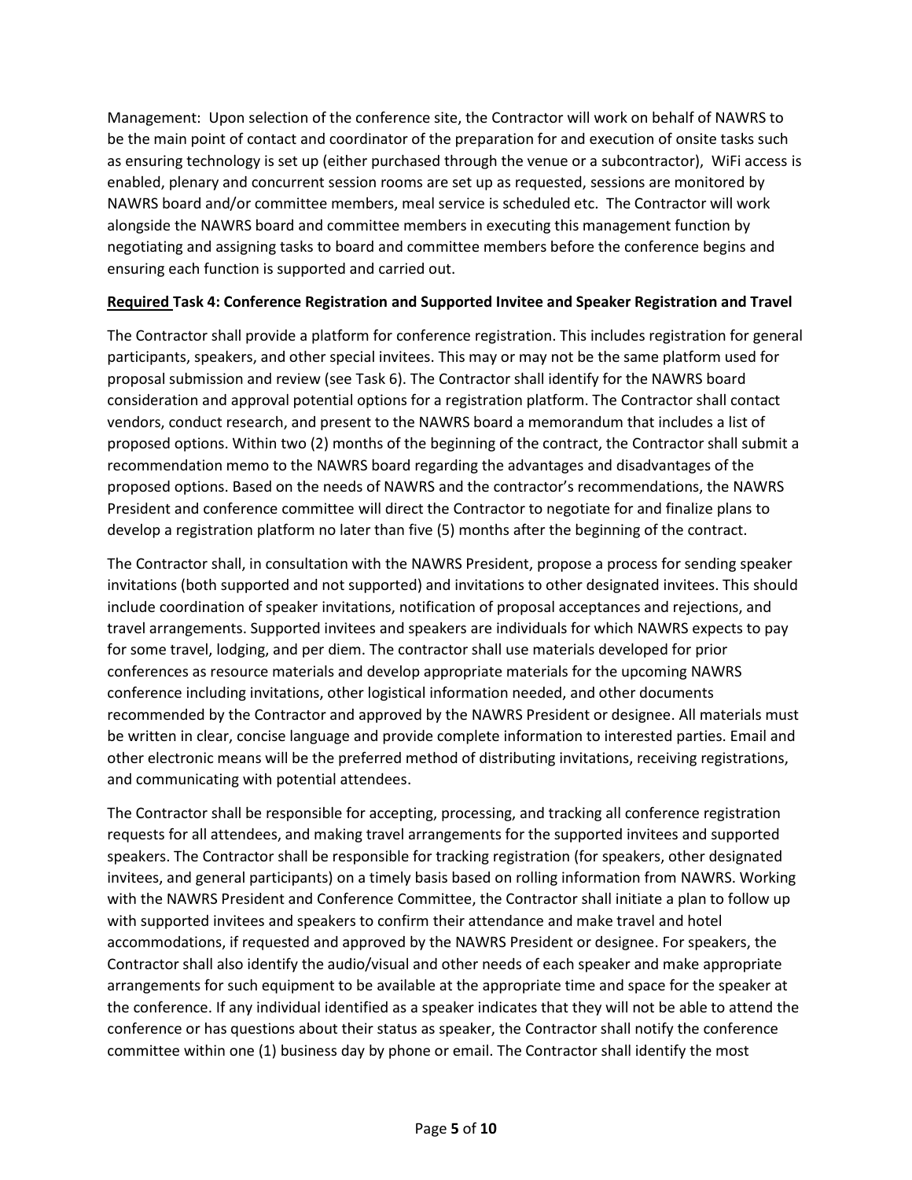Management: Upon selection of the conference site, the Contractor will work on behalf of NAWRS to be the main point of contact and coordinator of the preparation for and execution of onsite tasks such as ensuring technology is set up (either purchased through the venue or a subcontractor), WiFi access is enabled, plenary and concurrent session rooms are set up as requested, sessions are monitored by NAWRS board and/or committee members, meal service is scheduled etc. The Contractor will work alongside the NAWRS board and committee members in executing this management function by negotiating and assigning tasks to board and committee members before the conference begins and ensuring each function is supported and carried out.

**Required Task 4: Conference Registration and Supported Invitee and Speaker Registration and Travel**

The Contractor shall provide a platform for conference registration. This includes registration for general participants, speakers, and other special invitees. This may or may not be the same platform used for proposal submission and review (see Task 6). The Contractor shall identify for the NAWRS board consideration and approval potential options for a registration platform. The Contractor shall contact vendors, conduct research, and present to the NAWRS board a memorandum that includes a list of proposed options. Within two (2) months of the beginning of the contract, the Contractor shall submit a recommendation memo to the NAWRS board regarding the advantages and disadvantages of the proposed options. Based on the needs of NAWRS and the contractor's recommendations, the NAWRS President and conference committee will direct the Contractor to negotiate for and finalize plans to develop a registration platform no later than five (5) months after the beginning of the contract.

The Contractor shall, in consultation with the NAWRS President, propose a process for sending speaker invitations (both supported and not supported) and invitations to other designated invitees. This should include coordination of speaker invitations, notification of proposal acceptances and rejections, and travel arrangements. Supported invitees and speakers are individuals for which NAWRS expects to pay for some travel, lodging, and per diem. The contractor shall use materials developed for prior conferences as resource materials and develop appropriate materials for the upcoming NAWRS conference including invitations, other logistical information needed, and other documents recommended by the Contractor and approved by the NAWRS President or designee. All materials must be written in clear, concise language and provide complete information to interested parties. Email and other electronic means will be the preferred method of distributing invitations, receiving registrations, and communicating with potential attendees.

The Contractor shall be responsible for accepting, processing, and tracking all conference registration requests for all attendees, and making travel arrangements for the supported invitees and supported speakers. The Contractor shall be responsible for tracking registration (for speakers, other designated invitees, and general participants) on a timely basis based on rolling information from NAWRS. Working with the NAWRS President and Conference Committee, the Contractor shall initiate a plan to follow up with supported invitees and speakers to confirm their attendance and make travel and hotel accommodations, if requested and approved by the NAWRS President or designee. For speakers, the Contractor shall also identify the audio/visual and other needs of each speaker and make appropriate arrangements for such equipment to be available at the appropriate time and space for the speaker at the conference. If any individual identified as a speaker indicates that they will not be able to attend the conference or has questions about their status as speaker, the Contractor shall notify the conference committee within one (1) business day by phone or email. The Contractor shall identify the most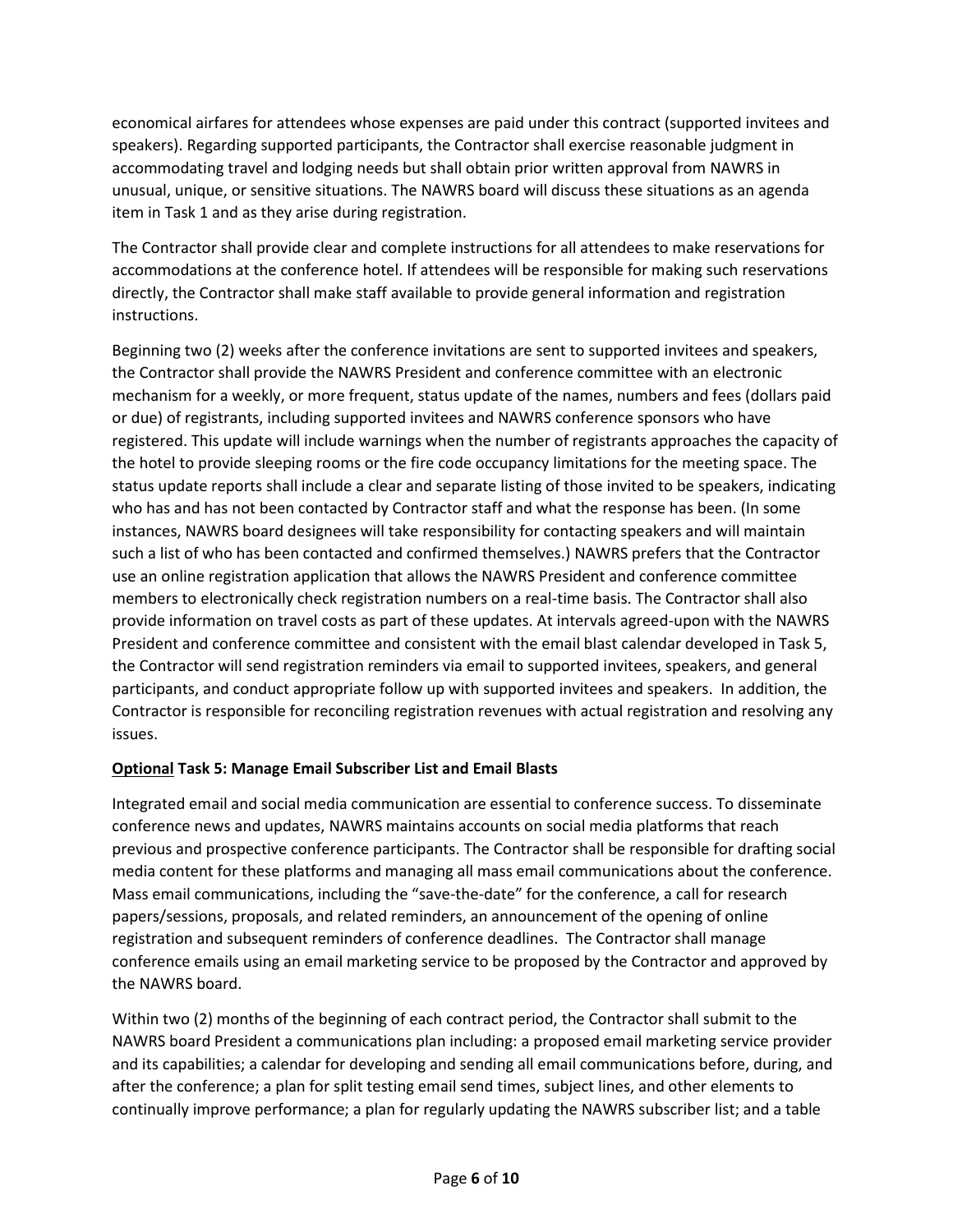economical airfares for attendees whose expenses are paid under this contract (supported invitees and speakers). Regarding supported participants, the Contractor shall exercise reasonable judgment in accommodating travel and lodging needs but shall obtain prior written approval from NAWRS in unusual, unique, or sensitive situations. The NAWRS board will discuss these situations as an agenda item in Task 1 and as they arise during registration.

The Contractor shall provide clear and complete instructions for all attendees to make reservations for accommodations at the conference hotel. If attendees will be responsible for making such reservations directly, the Contractor shall make staff available to provide general information and registration instructions.

Beginning two (2) weeks after the conference invitations are sent to supported invitees and speakers, the Contractor shall provide the NAWRS President and conference committee with an electronic mechanism for a weekly, or more frequent, status update of the names, numbers and fees (dollars paid or due) of registrants, including supported invitees and NAWRS conference sponsors who have registered. This update will include warnings when the number of registrants approaches the capacity of the hotel to provide sleeping rooms or the fire code occupancy limitations for the meeting space. The status update reports shall include a clear and separate listing of those invited to be speakers, indicating who has and has not been contacted by Contractor staff and what the response has been. (In some instances, NAWRS board designees will take responsibility for contacting speakers and will maintain such a list of who has been contacted and confirmed themselves.) NAWRS prefers that the Contractor use an online registration application that allows the NAWRS President and conference committee members to electronically check registration numbers on a real-time basis. The Contractor shall also provide information on travel costs as part of these updates. At intervals agreed-upon with the NAWRS President and conference committee and consistent with the email blast calendar developed in Task 5, the Contractor will send registration reminders via email to supported invitees, speakers, and general participants, and conduct appropriate follow up with supported invitees and speakers. In addition, the Contractor is responsible for reconciling registration revenues with actual registration and resolving any issues.

### <u>**Optional**</u> **Task 5: Manage Email Subscriber List and Email Blasts**

Integrated email and social media communication are essential to conference success. To disseminate conference news and updates, NAWRS maintains accounts on social media platforms that reach previous and prospective conference participants. The Contractor shall be responsible for drafting social media content for these platforms and managing all mass email communications about the conference. Mass email communications, including the "save-the-date" for the conference, a call for research papers/sessions, proposals, and related reminders, an announcement of the opening of online registration and subsequent reminders of conference deadlines. The Contractor shall manage conference emails using an email marketing service to be proposed by the Contractor and approved by the NAWRS board.

Within two (2) months of the beginning of each contract period, the Contractor shall submit to the NAWRS board President a communications plan including: a proposed email marketing service provider and its capabilities; a calendar for developing and sending all email communications before, during, and after the conference; a plan for split testing email send times, subject lines, and other elements to continually improve performance; a plan for regularly updating the NAWRS subscriber list; and a table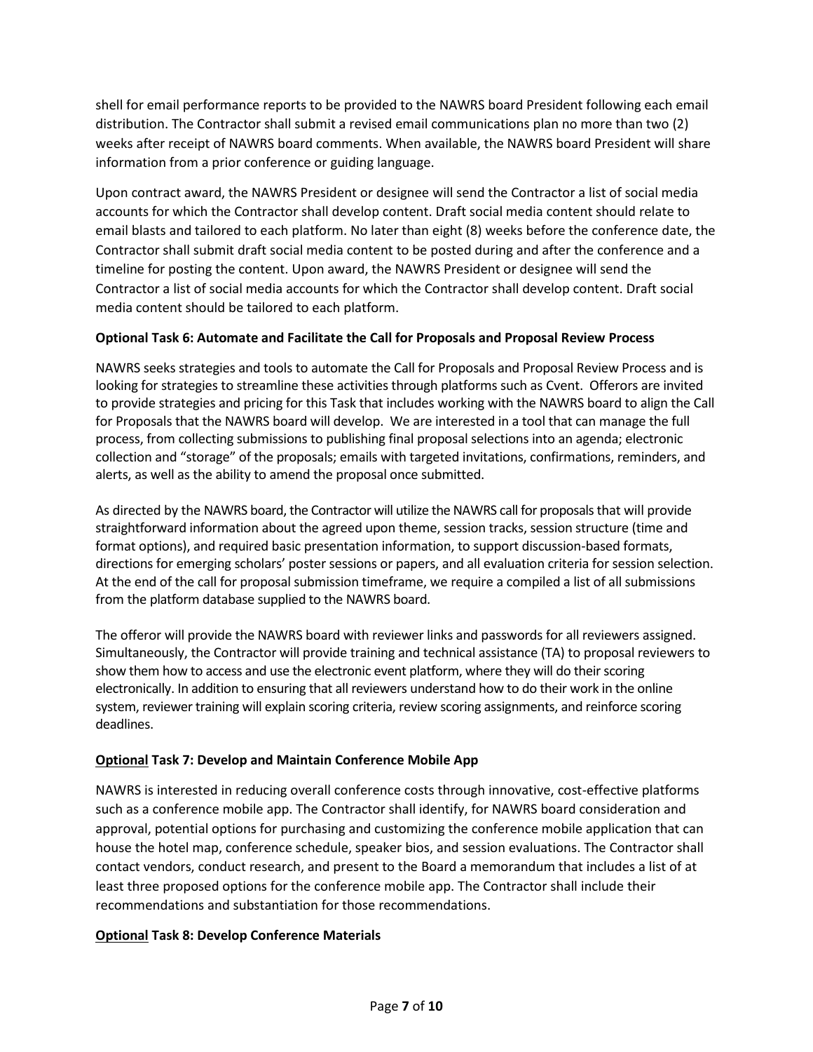shell for email performance reports to be provided to the NAWRS board President following each email distribution. The Contractor shall submit a revised email communications plan no more than two (2) weeks after receipt of NAWRS board comments. When available, the NAWRS board President will share information from a prior conference or guiding language.

Upon contract award, the NAWRS President or designee will send the Contractor a list of social media accounts for which the Contractor shall develop content. Draft social media content should relate to email blasts and tailored to each platform. No later than eight (8) weeks before the conference date, the Contractor shall submit draft social media content to be posted during and after the conference and a timeline for posting the content. Upon award, the NAWRS President or designee will send the Contractor a list of social media accounts for which the Contractor shall develop content. Draft social media content should be tailored to each platform.

**Optional Task 6: Automate and Facilitate the Call for Proposals and Proposal Review Process**

NAWRS seeks strategies and tools to automate the Call for Proposals and Proposal Review Process and is looking for strategies to streamline these activities through platforms such as Cvent. Offerors are invited to provide strategies and pricing for this Task that includes working with the NAWRS board to align the Call for Proposals that the NAWRS board will develop. We are interested in a tool that can manage the full process, from collecting submissions to publishing final proposal selections into an agenda; electronic collection and "storage" of the proposals; emails with targeted invitations, confirmations, reminders, and alerts, as well as the ability to amend the proposal once submitted.

As directed by the NAWRS board, the Contractor will utilize the NAWRS call for proposals that will provide straightforward information about the agreed upon theme, session tracks, session structure (time and format options), and required basic presentation information, to support discussion-based formats, directions for emerging scholars' poster sessions or papers, and all evaluation criteria for session selection. At the end of the call for proposal submission timeframe, we require a compiled a list of all submissions from the platform database supplied to the NAWRS board.

The offeror will provide the NAWRS board with reviewer links and passwords for all reviewers assigned. Simultaneously, the Contractor will provide training and technical assistance (TA) to proposal reviewers to show them how to access and use the electronic event platform, where they will do their scoring electronically. In addition to ensuring that all reviewers understand how to do their work in the online system, reviewer training will explain scoring criteria, review scoring assignments, and reinforce scoring deadlines.

**<u>Optional</u> Task 7: Develop and Maintain Conference Mobile App**

NAWRS is interested in reducing overall conference costs through innovative, cost-effective platforms such as a conference mobile app. The Contractor shall identify, for NAWRS board consideration and approval, potential options for purchasing and customizing the conference mobile application that can house the hotel map, conference schedule, speaker bios, and session evaluations. The Contractor shall contact vendors, conduct research, and present to the Board a memorandum that includes a list of at least three proposed options for the conference mobile app. The Contractor shall include their recommendations and substantiation for those recommendations.

**<u>Optional</u> Task 8: Develop Conference Materials**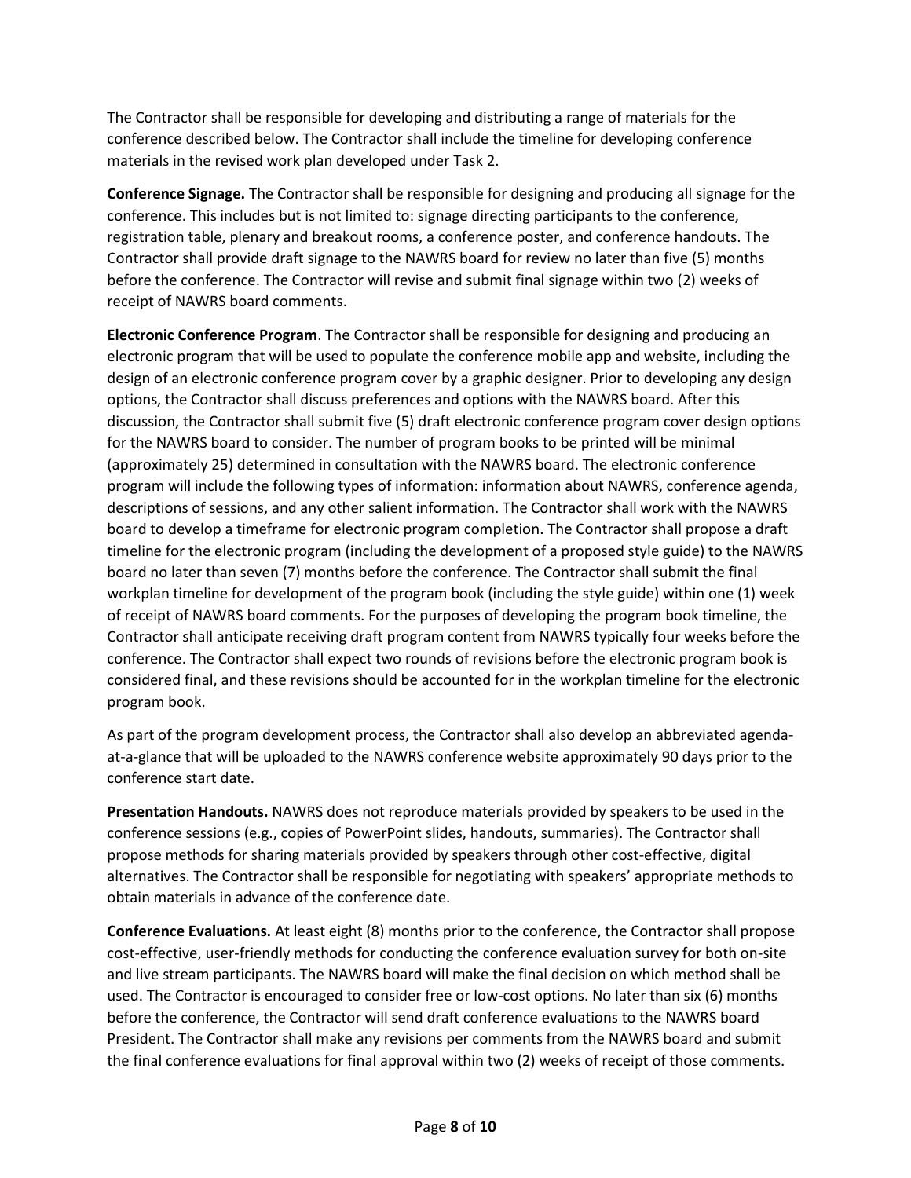The Contractor shall be responsible for developing and distributing a range of materials for the conference described below. The Contractor shall include the timeline for developing conference materials in the revised work plan developed under Task 2.

**Conference Signage.** The Contractor shall be responsible for designing and producing all signage for the conference. This includes but is not limited to: signage directing participants to the conference, registration table, plenary and breakout rooms, a conference poster, and conference handouts. The Contractor shall provide draft signage to the NAWRS board for review no later than five (5) months before the conference. The Contractor will revise and submit final signage within two (2) weeks of receipt of NAWRS board comments.

**Electronic Conference Program**. The Contractor shall be responsible for designing and producing an electronic program that will be used to populate the conference mobile app and website, including the design of an electronic conference program cover by a graphic designer. Prior to developing any design options, the Contractor shall discuss preferences and options with the NAWRS board. After this discussion, the Contractor shall submit five (5) draft electronic conference program cover design options for the NAWRS board to consider. The number of program books to be printed will be minimal (approximately 25) determined in consultation with the NAWRS board. The electronic conference program will include the following types of information: information about NAWRS, conference agenda, descriptions of sessions, and any other salient information. The Contractor shall work with the NAWRS board to develop a timeframe for electronic program completion. The Contractor shall propose a draft timeline for the electronic program (including the development of a proposed style guide) to the NAWRS board no later than seven (7) months before the conference. The Contractor shall submit the final workplan timeline for development of the program book (including the style guide) within one (1) week of receipt of NAWRS board comments. For the purposes of developing the program book timeline, the Contractor shall anticipate receiving draft program content from NAWRS typically four weeks before the conference. The Contractor shall expect two rounds of revisions before the electronic program book is considered final, and these revisions should be accounted for in the workplan timeline for the electronic program book.

As part of the program development process, the Contractor shall also develop an abbreviated agenda-at-a-glance that will be uploaded to the NAWRS conference website approximately 90 days prior to the conference start date.

**Presentation Handouts.** NAWRS does not reproduce materials provided by speakers to be used in the conference sessions (e.g., copies of PowerPoint slides, handouts, summaries). The Contractor shall propose methods for sharing materials provided by speakers through other cost-effective, digital alternatives. The Contractor shall be responsible for negotiating with speakers' appropriate methods to obtain materials in advance of the conference date.

**Conference Evaluations.** At least eight (8) months prior to the conference, the Contractor shall propose cost-effective, user-friendly methods for conducting the conference evaluation survey for both on-site and live stream participants. The NAWRS board will make the final decision on which method shall be used. The Contractor is encouraged to consider free or low-cost options. No later than six (6) months before the conference, the Contractor will send draft conference evaluations to the NAWRS board President. The Contractor shall make any revisions per comments from the NAWRS board and submit the final conference evaluations for final approval within two (2) weeks of receipt of those comments.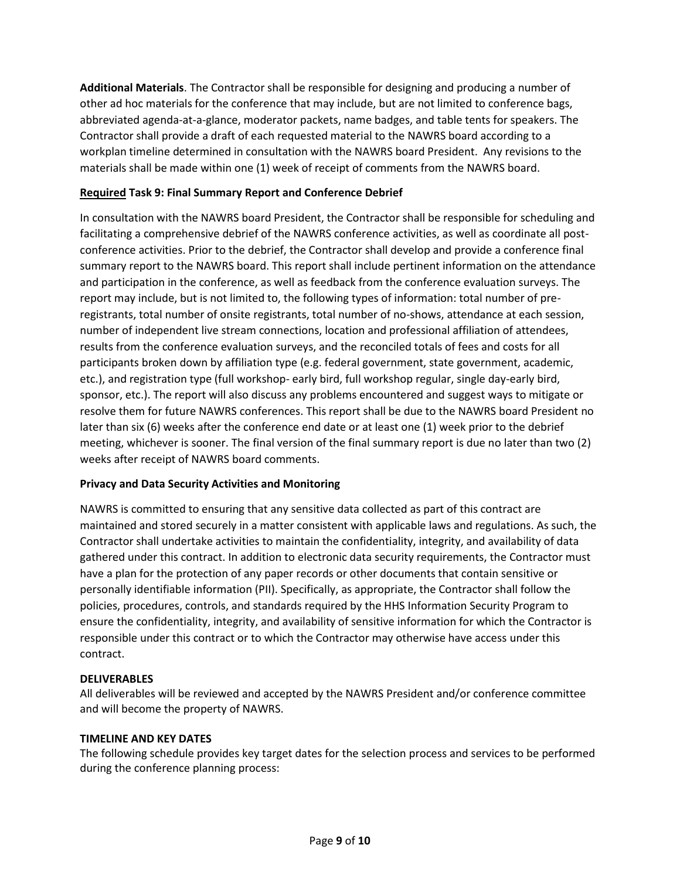**Additional Materials**. The Contractor shall be responsible for designing and producing a number of other ad hoc materials for the conference that may include, but are not limited to conference bags, abbreviated agenda-at-a-glance, moderator packets, name badges, and table tents for speakers. The Contractor shall provide a draft of each requested material to the NAWRS board according to a workplan timeline determined in consultation with the NAWRS board President. Any revisions to the materials shall be made within one (1) week of receipt of comments from the NAWRS board.

**<u>Required</u> Task 9: Final Summary Report and Conference Debrief**

In consultation with the NAWRS board President, the Contractor shall be responsible for scheduling and facilitating a comprehensive debrief of the NAWRS conference activities, as well as coordinate all post-conference activities. Prior to the debrief, the Contractor shall develop and provide a conference final summary report to the NAWRS board. This report shall include pertinent information on the attendance and participation in the conference, as well as feedback from the conference evaluation surveys. The report may include, but is not limited to, the following types of information: total number of pre-registrants, total number of onsite registrants, total number of no-shows, attendance at each session, number of independent live stream connections, location and professional affiliation of attendees, results from the conference evaluation surveys, and the reconciled totals of fees and costs for all participants broken down by affiliation type (e.g. federal government, state government, academic, etc.), and registration type (full workshop- early bird, full workshop regular, single day-early bird, sponsor, etc.). The report will also discuss any problems encountered and suggest ways to mitigate or resolve them for future NAWRS conferences. This report shall be due to the NAWRS board President no later than six (6) weeks after the conference end date or at least one (1) week prior to the debrief meeting, whichever is sooner. The final version of the final summary report is due no later than two (2) weeks after receipt of NAWRS board comments.

**Privacy and Data Security Activities and Monitoring**

NAWRS is committed to ensuring that any sensitive data collected as part of this contract are maintained and stored securely in a matter consistent with applicable laws and regulations. As such, the Contractor shall undertake activities to maintain the confidentiality, integrity, and availability of data gathered under this contract. In addition to electronic data security requirements, the Contractor must have a plan for the protection of any paper records or other documents that contain sensitive or personally identifiable information (PII). Specifically, as appropriate, the Contractor shall follow the policies, procedures, controls, and standards required by the HHS Information Security Program to ensure the confidentiality, integrity, and availability of sensitive information for which the Contractor is responsible under this contract or to which the Contractor may otherwise have access under this contract.

**DELIVERABLES**

All deliverables will be reviewed and accepted by the NAWRS President and/or conference committee and will become the property of NAWRS.

**TIMELINE AND KEY DATES**

The following schedule provides key target dates for the selection process and services to be performed during the conference planning process: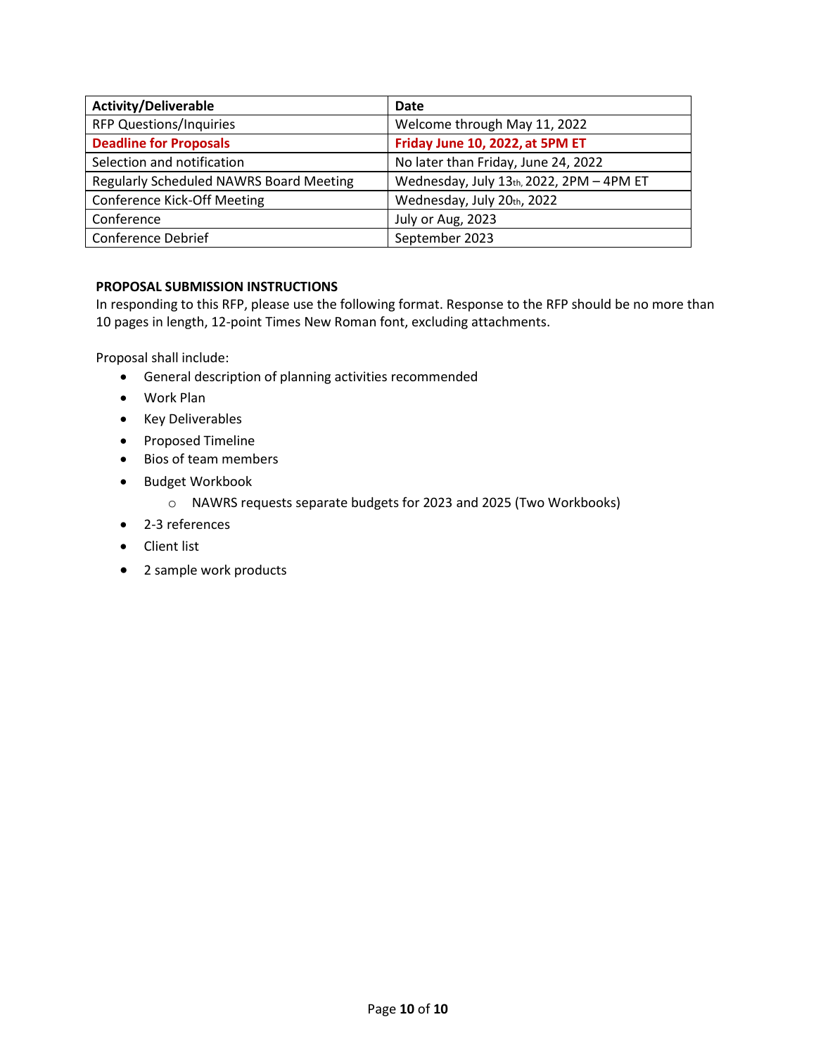| Activity/Deliverable | Date |
| --- | --- |
| RFP Questions/Inquiries | Welcome through May 11, 2022 |
| **Deadline for Proposals** | **Friday June 10, 2022, at 5PM ET** |
| Selection and notification | No later than Friday, June 24, 2022 |
| Regularly Scheduled NAWRS Board Meeting | Wednesday, July 13th, 2022, 2PM – 4PM ET |
| Conference Kick-Off Meeting | Wednesday, July 20th, 2022 |
| Conference | July or Aug, 2023 |
| Conference Debrief | September 2023 |

**PROPOSAL SUBMISSION INSTRUCTIONS**

In responding to this RFP, please use the following format. Response to the RFP should be no more than 10 pages in length, 12-point Times New Roman font, excluding attachments.

Proposal shall include:

- General description of planning activities recommended
- Work Plan
- Key Deliverables
- Proposed Timeline
- Bios of team members
- Budget Workbook
  - NAWRS requests separate budgets for 2023 and 2025 (Two Workbooks)
- 2-3 references
- Client list
- 2 sample work products